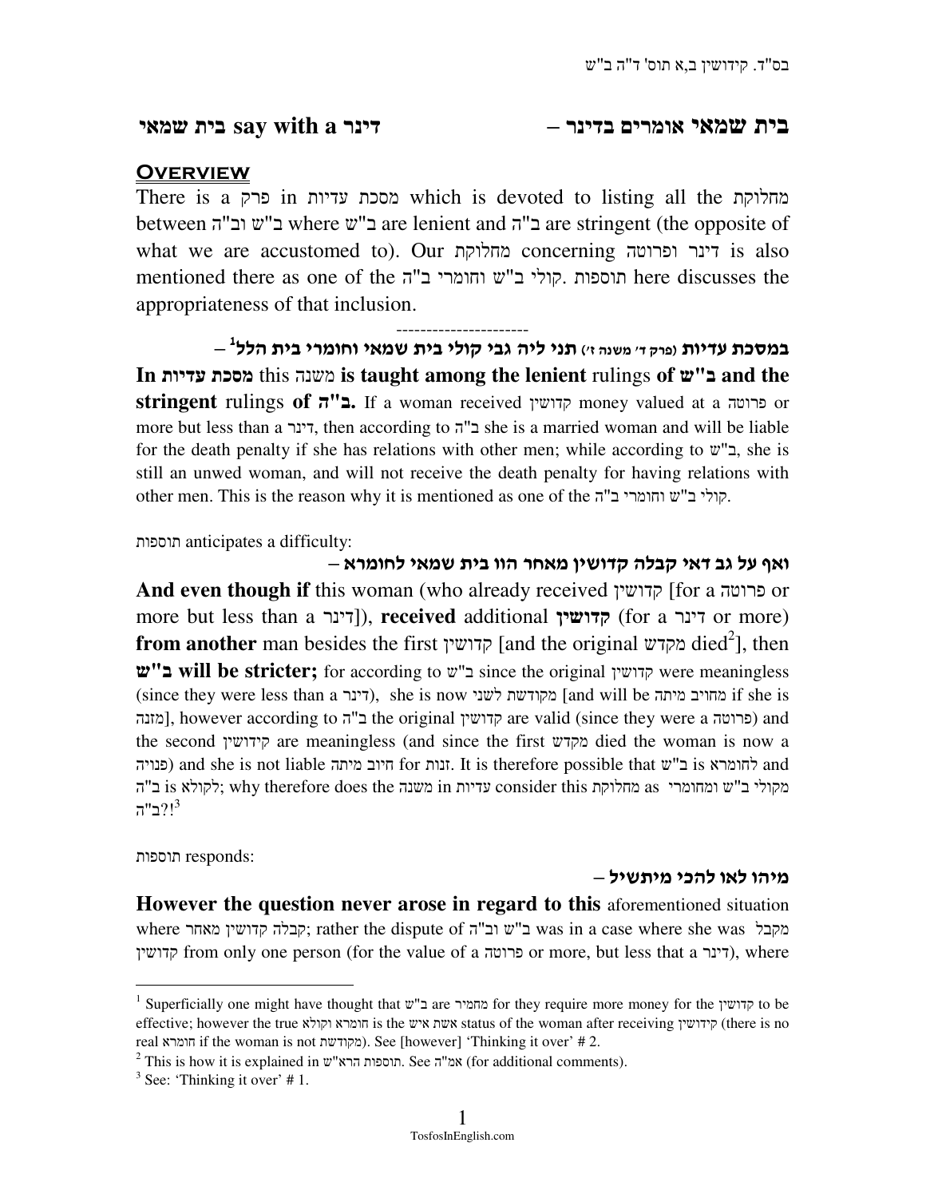## בית שמאי אומרים בדינר – בית שמאי say with a דינר

### Overview

There is a פרק in מסכת עדיות which is devoted to listing all the מחלוקת between ב"ש וב"ה where ב"ש are lenient and ב"ה are stringent (the opposite of what we are accustomed to). Our מחלוקת concerning דינר ופרוטה is also mentioned there as one of the קולי ב"ש וחומרי ב"ה. תוספות here discusses the appropriateness of that inclusion.

----------------------

**במסכת עדיות** (פרק ד' משנה ז') **תני ליה גבי קולי בית שמאי וחומרי בית הלל**[1] –

**In מסכת עדיות** this משנה **is taught among the lenient** rulings **of ב"ש and the stringent** rulings **of ב"ה.** If a woman received קדושין money valued at a פרוטה or more but less than a דינר, then according to ב"ה she is a married woman and will be liable for the death penalty if she has relations with other men; while according to ב"ש, she is still an unwed woman, and will not receive the death penalty for having relations with other men. This is the reason why it is mentioned as one of the קולי ב"ש וחומרי ב"ה.

תוספות anticipates a difficulty:

**ואף על גב דאי קבלה קדושין מאחר הוו בית שמאי לחומרא** –

**And even though if** this woman (who already received קדושין [for a פרוטה or more but less than a דינר]), **received** additional **קדושין** (for a דינר or more) **from another** man besides the first קדושין [and the original מקדש died[2]], then **ב"ש will be stricter;** for according to ב"ש since the original קדושין were meaningless (since they were less than a דינר), she is now מקודשת לשני [and will be מחויב מיתה if she is מזנה], however according to ב"ה the original קדושין are valid (since they were a פרוטה) and the second קידושין are meaningless (and since the first מקדש died the woman is now a פנויה) and she is not liable חיוב מיתה for זנות. It is therefore possible that ב"ש is לחומרא and ב"ה is לקולא; why therefore does the משנה in עדיות consider this מחלוקת as מקולי ב"ש ומחומרי ב"ה?![3]

תוספות responds:

**מיהו לאו להכי מיתשיל** –

**However the question never arose in regard to this** aforementioned situation where קבלה קדושין מאחר; rather the dispute of ב"ש וב"ה was in a case where she was מקבל קדושין from only one person (for the value of a פרוטה or more, but less that a דינר), where

---

[1] Superficially one might have thought that ב"ש are מחמיר for they require more money for the קדושין to be effective; however the true חומרא וקולא is the אשת איש status of the woman after receiving קידושין (there is no real חומרא if the woman is not מקודשת). See [however] 'Thinking it over' # 2.

[2] This is how it is explained in תוספות הרא"ש. See אמ"ה (for additional comments).

[3] See: 'Thinking it over' # 1.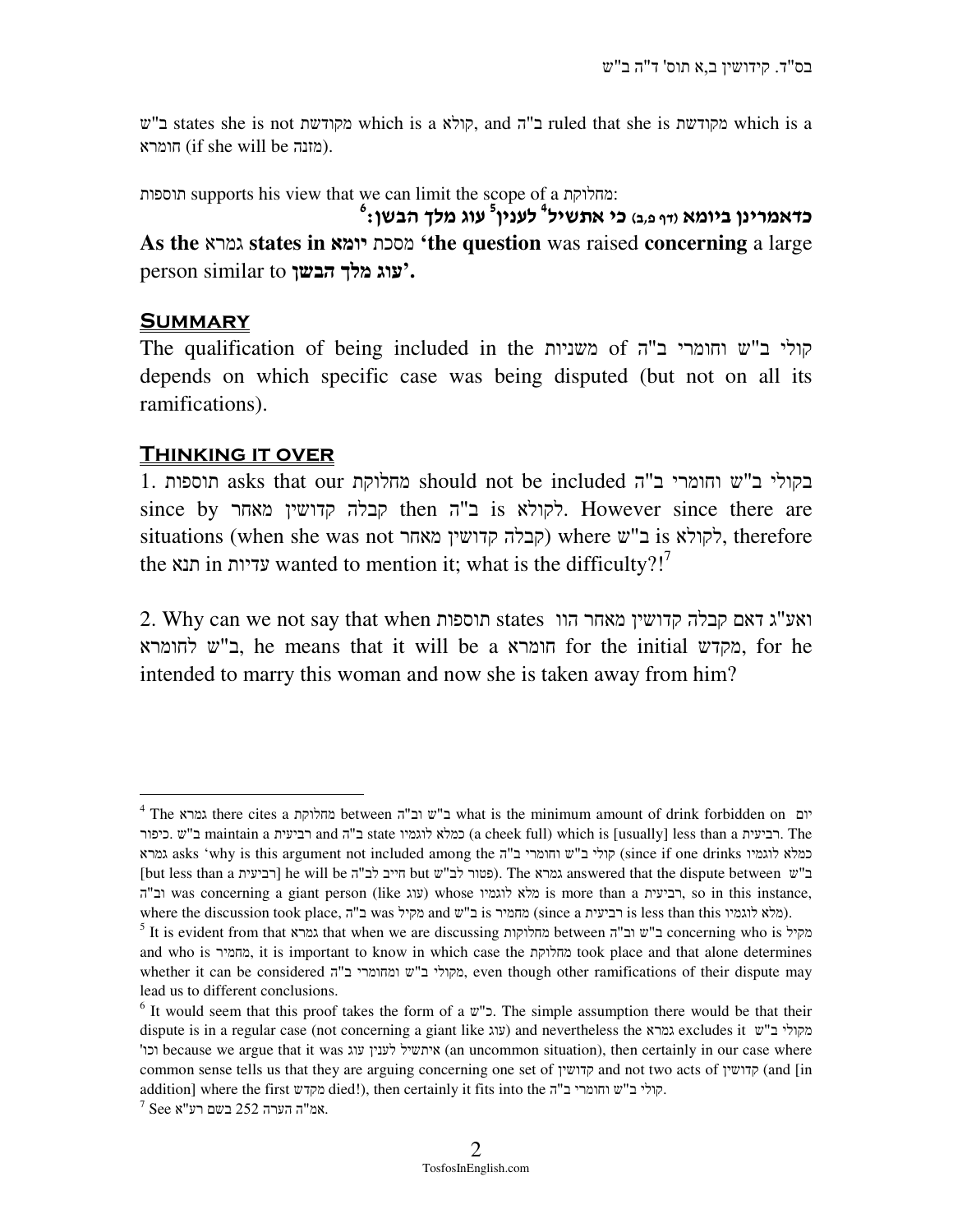ב"ש states she is not מקודשת which is a קולא, and ב"ה ruled that she is מקודשת which is a חומרא (if she will be מזנה).

תוספות supports his view that we can limit the scope of a מחלוקת:

**כדאמרינן ביומא (דף פ,ב) כי אתשיל[4] לענין[5] עוג מלך הבשן:[6]**

**As the** גמרא **states in יומא** מסכת **'the question** was raised **concerning** a large person similar to **עוג מלך הבשן'.**

## Summary

The qualification of being included in the משניות of קולי ב"ש וחומרי ב"ה depends on which specific case was being disputed (but not on all its ramifications).

## Thinking it over

1. תוספות asks that our מחלוקת should not be included בקולי ב"ש וחומרי ב"ה since by קבלה קדושין מאחר then ב"ה is לקולא. However since there are situations (when she was not קבלה קדושין מאחר) where ב"ש is לקולא, therefore the תנא in עדיות wanted to mention it; what is the difficulty?![7]

2. Why can we not say that when תוספות states ואע"ג דאם קבלה קדושין מאחר הוו ב"ש לחומרא, he means that it will be a חומרא for the initial מקדש, for he intended to marry this woman and now she is taken away from him?

---

[4] The גמרא there cites a מחלוקת between ב"ש וב"ה what is the minimum amount of drink forbidden on יום כיפור. ב"ש maintain a רביעית and ב"ה state כמלא לוגמיו (a cheek full) which is [usually] less than a רביעית. The גמרא asks 'why is this argument not included among the קולי ב"ש וחומרי ב"ה (since if one drinks כמלא לוגמיו [but less than a רביעית] he will be חייב לב"ה but פטור לב"ש). The גמרא answered that the dispute between ב"ש וב"ה was concerning a giant person (like עוג) whose מלא לוגמיו is more than a רביעית, so in this instance, where the discussion took place, ב"ה was מקיל and ב"ש is מחמיר (since a רביעית is less than this מלא לוגמיו).

[5] It is evident from that גמרא that when we are discussing מחלוקות between ב"ש וב"ה concerning who is מקיל and who is מחמיר, it is important to know in which case the מחלוקת took place and that alone determines whether it can be considered מקולי ב"ש ומחומרי ב"ה, even though other ramifications of their dispute may lead us to different conclusions.

[6] It would seem that this proof takes the form of a כ"ש. The simple assumption there would be that their dispute is in a regular case (not concerning a giant like עוג) and nevertheless the גמרא excludes it מקולי ב"ש וכו' because we argue that it was איתשיל לענין עוג (an uncommon situation), then certainly in our case where common sense tells us that they are arguing concerning one set of קדושין and not two acts of קדושין (and [in addition] where the first מקדש died!), then certainly it fits into the קולי ב"ש וחומרי ב"ה.

[7] See אמ"ה הערה 252 בשם רע"א.